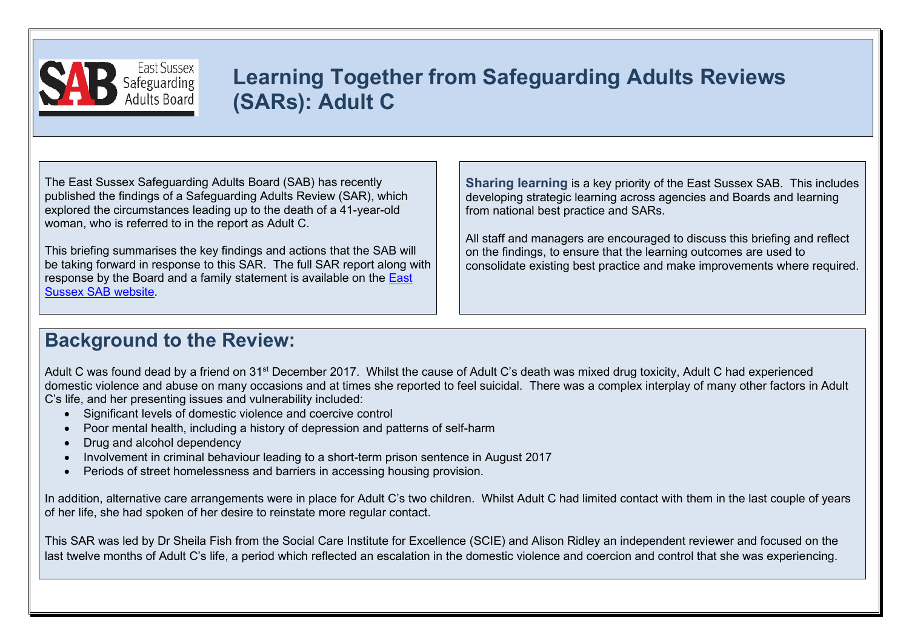# Learning Together from Safeguarding Adults Reviews (SARs): Adult C

East Sussex Safeguarding Adults Board

The East Sussex Safeguarding Adults Board (SAB) has recently published the findings of a Safeguarding Adults Review (SAR), which explored the circumstances leading up to the death of a 41-year-old woman, who is referred to in the report as Adult C.

This briefing summarises the key findings and actions that the SAB will be taking forward in response to this SAR. The full SAR report along with response by the Board and a family statement is available on the [East Sussex SAB website](East Sussex SAB website).

**Sharing learning** is a key priority of the East Sussex SAB. This includes developing strategic learning across agencies and Boards and learning from national best practice and SARs.

All staff and managers are encouraged to discuss this briefing and reflect on the findings, to ensure that the learning outcomes are used to consolidate existing best practice and make improvements where required.

## Background to the Review:

Adult C was found dead by a friend on 31st December 2017. Whilst the cause of Adult C's death was mixed drug toxicity, Adult C had experienced domestic violence and abuse on many occasions and at times she reported to feel suicidal. There was a complex interplay of many other factors in Adult C's life, and her presenting issues and vulnerability included:

- Significant levels of domestic violence and coercive control
- Poor mental health, including a history of depression and patterns of self-harm
- Drug and alcohol dependency
- Involvement in criminal behaviour leading to a short-term prison sentence in August 2017
- Periods of street homelessness and barriers in accessing housing provision.

In addition, alternative care arrangements were in place for Adult C's two children. Whilst Adult C had limited contact with them in the last couple of years of her life, she had spoken of her desire to reinstate more regular contact.

This SAR was led by Dr Sheila Fish from the Social Care Institute for Excellence (SCIE) and Alison Ridley an independent reviewer and focused on the last twelve months of Adult C's life, a period which reflected an escalation in the domestic violence and coercion and control that she was experiencing.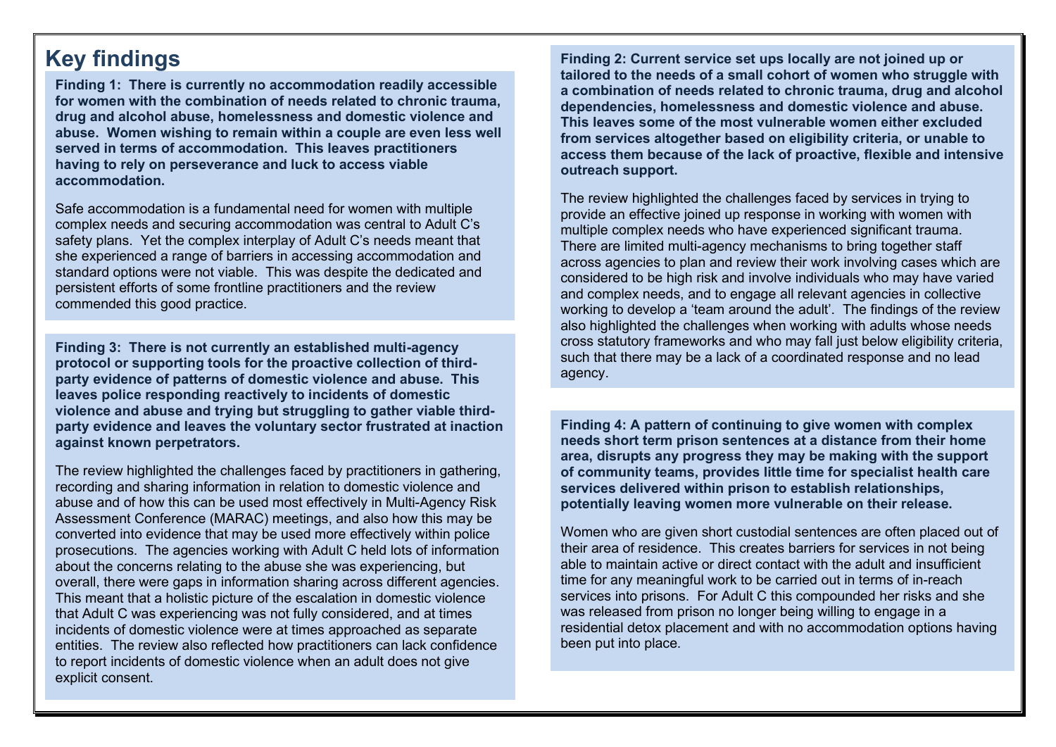# Key findings

**Finding 1: There is currently no accommodation readily accessible for women with the combination of needs related to chronic trauma, drug and alcohol abuse, homelessness and domestic violence and abuse. Women wishing to remain within a couple are even less well served in terms of accommodation. This leaves practitioners having to rely on perseverance and luck to access viable accommodation.**

Safe accommodation is a fundamental need for women with multiple complex needs and securing accommodation was central to Adult C's safety plans. Yet the complex interplay of Adult C's needs meant that she experienced a range of barriers in accessing accommodation and standard options were not viable. This was despite the dedicated and persistent efforts of some frontline practitioners and the review commended this good practice.

**Finding 2: Current service set ups locally are not joined up or tailored to the needs of a small cohort of women who struggle with a combination of needs related to chronic trauma, drug and alcohol dependencies, homelessness and domestic violence and abuse. This leaves some of the most vulnerable women either excluded from services altogether based on eligibility criteria, or unable to access them because of the lack of proactive, flexible and intensive outreach support.**

The review highlighted the challenges faced by services in trying to provide an effective joined up response in working with women with multiple complex needs who have experienced significant trauma. There are limited multi-agency mechanisms to bring together staff across agencies to plan and review their work involving cases which are considered to be high risk and involve individuals who may have varied and complex needs, and to engage all relevant agencies in collective working to develop a 'team around the adult'. The findings of the review also highlighted the challenges when working with adults whose needs cross statutory frameworks and who may fall just below eligibility criteria, such that there may be a lack of a coordinated response and no lead agency.

**Finding 3: There is not currently an established multi-agency protocol or supporting tools for the proactive collection of third-party evidence of patterns of domestic violence and abuse. This leaves police responding reactively to incidents of domestic violence and abuse and trying but struggling to gather viable third-party evidence and leaves the voluntary sector frustrated at inaction against known perpetrators.**

The review highlighted the challenges faced by practitioners in gathering, recording and sharing information in relation to domestic violence and abuse and of how this can be used most effectively in Multi-Agency Risk Assessment Conference (MARAC) meetings, and also how this may be converted into evidence that may be used more effectively within police prosecutions. The agencies working with Adult C held lots of information about the concerns relating to the abuse she was experiencing, but overall, there were gaps in information sharing across different agencies. This meant that a holistic picture of the escalation in domestic violence that Adult C was experiencing was not fully considered, and at times incidents of domestic violence were at times approached as separate entities. The review also reflected how practitioners can lack confidence to report incidents of domestic violence when an adult does not give explicit consent.

**Finding 4: A pattern of continuing to give women with complex needs short term prison sentences at a distance from their home area, disrupts any progress they may be making with the support of community teams, provides little time for specialist health care services delivered within prison to establish relationships, potentially leaving women more vulnerable on their release.**

Women who are given short custodial sentences are often placed out of their area of residence. This creates barriers for services in not being able to maintain active or direct contact with the adult and insufficient time for any meaningful work to be carried out in terms of in-reach services into prisons. For Adult C this compounded her risks and she was released from prison no longer being willing to engage in a residential detox placement and with no accommodation options having been put into place.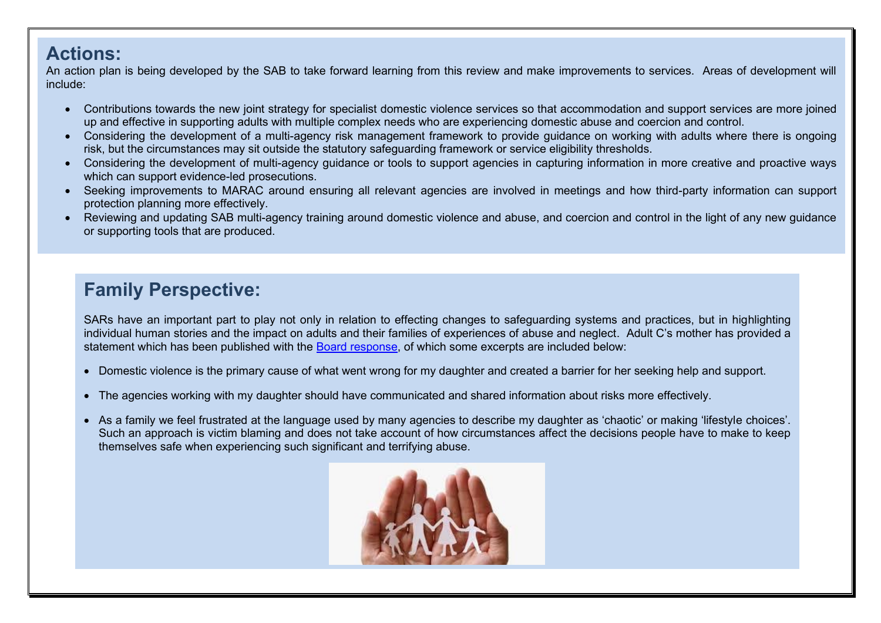## Actions:

An action plan is being developed by the SAB to take forward learning from this review and make improvements to services. Areas of development will include:

- Contributions towards the new joint strategy for specialist domestic violence services so that accommodation and support services are more joined up and effective in supporting adults with multiple complex needs who are experiencing domestic abuse and coercion and control.
- Considering the development of a multi-agency risk management framework to provide guidance on working with adults where there is ongoing risk, but the circumstances may sit outside the statutory safeguarding framework or service eligibility thresholds.
- Considering the development of multi-agency guidance or tools to support agencies in capturing information in more creative and proactive ways which can support evidence-led prosecutions.
- Seeking improvements to MARAC around ensuring all relevant agencies are involved in meetings and how third-party information can support protection planning more effectively.
- Reviewing and updating SAB multi-agency training around domestic violence and abuse, and coercion and control in the light of any new guidance or supporting tools that are produced.

## Family Perspective:

SARs have an important part to play not only in relation to effecting changes to safeguarding systems and practices, but in highlighting individual human stories and the impact on adults and their families of experiences of abuse and neglect. Adult C's mother has provided a statement which has been published with the Board response, of which some excerpts are included below:

- Domestic violence is the primary cause of what went wrong for my daughter and created a barrier for her seeking help and support.
- The agencies working with my daughter should have communicated and shared information about risks more effectively.
- As a family we feel frustrated at the language used by many agencies to describe my daughter as 'chaotic' or making 'lifestyle choices'. Such an approach is victim blaming and does not take account of how circumstances affect the decisions people have to make to keep themselves safe when experiencing such significant and terrifying abuse.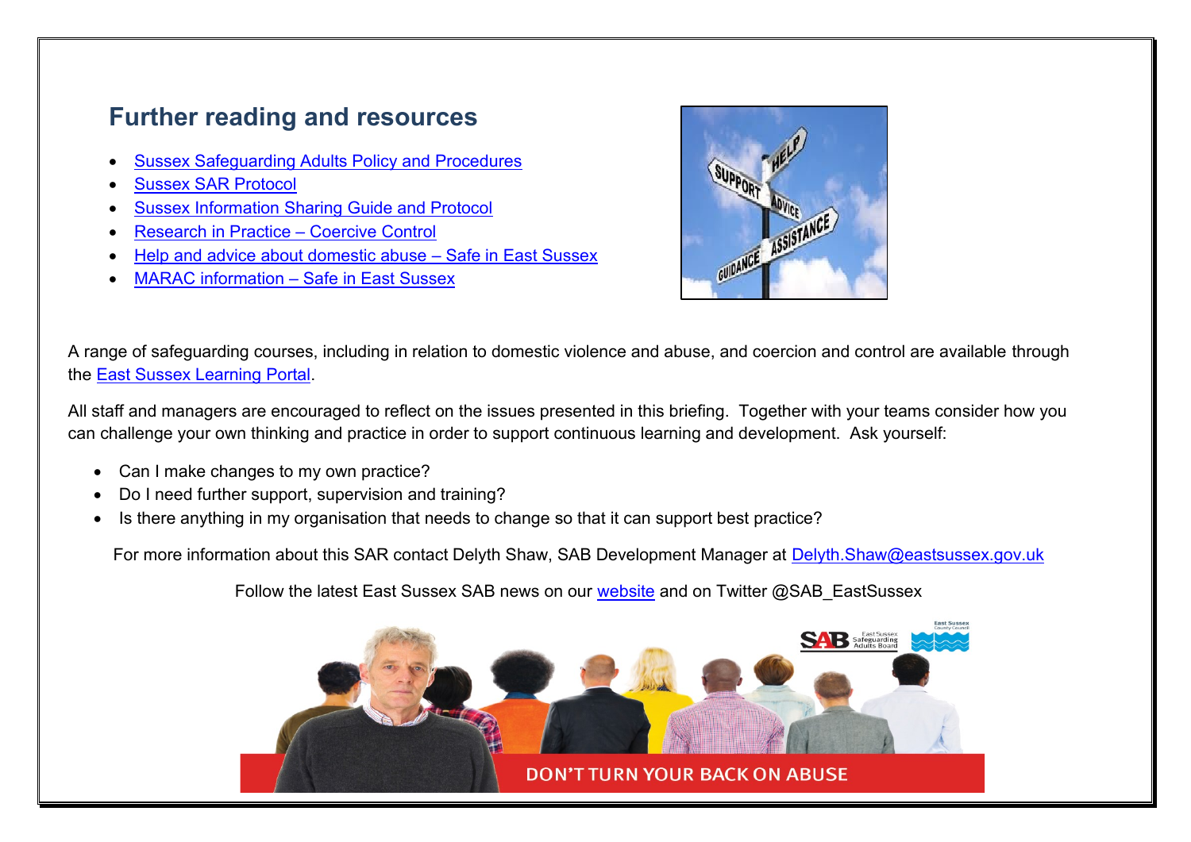## Further reading and resources

- Sussex Safeguarding Adults Policy and Procedures
- Sussex SAR Protocol
- Sussex Information Sharing Guide and Protocol
- Research in Practice – Coercive Control
- Help and advice about domestic abuse – Safe in East Sussex
- MARAC information – Safe in East Sussex

A range of safeguarding courses, including in relation to domestic violence and abuse, and coercion and control are available through the East Sussex Learning Portal.

All staff and managers are encouraged to reflect on the issues presented in this briefing. Together with your teams consider how you can challenge your own thinking and practice in order to support continuous learning and development. Ask yourself:

- Can I make changes to my own practice?
- Do I need further support, supervision and training?
- Is there anything in my organisation that needs to change so that it can support best practice?

For more information about this SAR contact Delyth Shaw, SAB Development Manager at Delyth.Shaw@eastsussex.gov.uk

Follow the latest East Sussex SAB news on our website and on Twitter @SAB_EastSussex

DON'T TURN YOUR BACK ON ABUSE